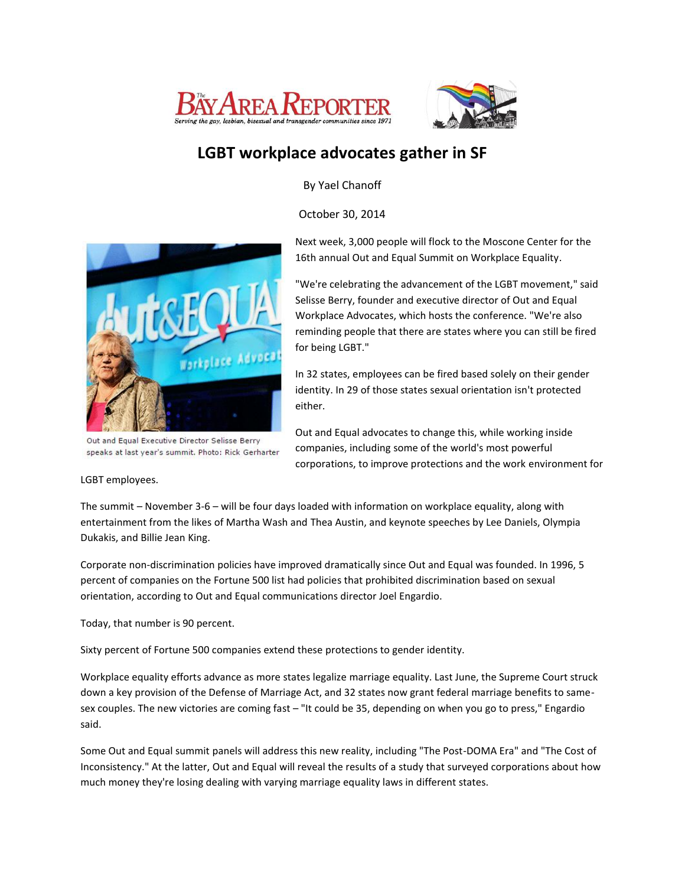The Bay Area Reporter

*Serving the gay, lesbian, bisexual and transgender communities since 1971*

# LGBT workplace advocates gather in SF

By Yael Chanoff

October 30, 2014

Out and Equal Executive Director Selisse Berry speaks at last year's summit. Photo: Rick Gerharter

Next week, 3,000 people will flock to the Moscone Center for the 16th annual Out and Equal Summit on Workplace Equality.

"We're celebrating the advancement of the LGBT movement," said Selisse Berry, founder and executive director of Out and Equal Workplace Advocates, which hosts the conference. "We're also reminding people that there are states where you can still be fired for being LGBT."

In 32 states, employees can be fired based solely on their gender identity. In 29 of those states sexual orientation isn't protected either.

Out and Equal advocates to change this, while working inside companies, including some of the world's most powerful corporations, to improve protections and the work environment for LGBT employees.

The summit – November 3-6 – will be four days loaded with information on workplace equality, along with entertainment from the likes of Martha Wash and Thea Austin, and keynote speeches by Lee Daniels, Olympia Dukakis, and Billie Jean King.

Corporate non-discrimination policies have improved dramatically since Out and Equal was founded. In 1996, 5 percent of companies on the Fortune 500 list had policies that prohibited discrimination based on sexual orientation, according to Out and Equal communications director Joel Engardio.

Today, that number is 90 percent.

Sixty percent of Fortune 500 companies extend these protections to gender identity.

Workplace equality efforts advance as more states legalize marriage equality. Last June, the Supreme Court struck down a key provision of the Defense of Marriage Act, and 32 states now grant federal marriage benefits to same-sex couples. The new victories are coming fast – "It could be 35, depending on when you go to press," Engardio said.

Some Out and Equal summit panels will address this new reality, including "The Post-DOMA Era" and "The Cost of Inconsistency." At the latter, Out and Equal will reveal the results of a study that surveyed corporations about how much money they're losing dealing with varying marriage equality laws in different states.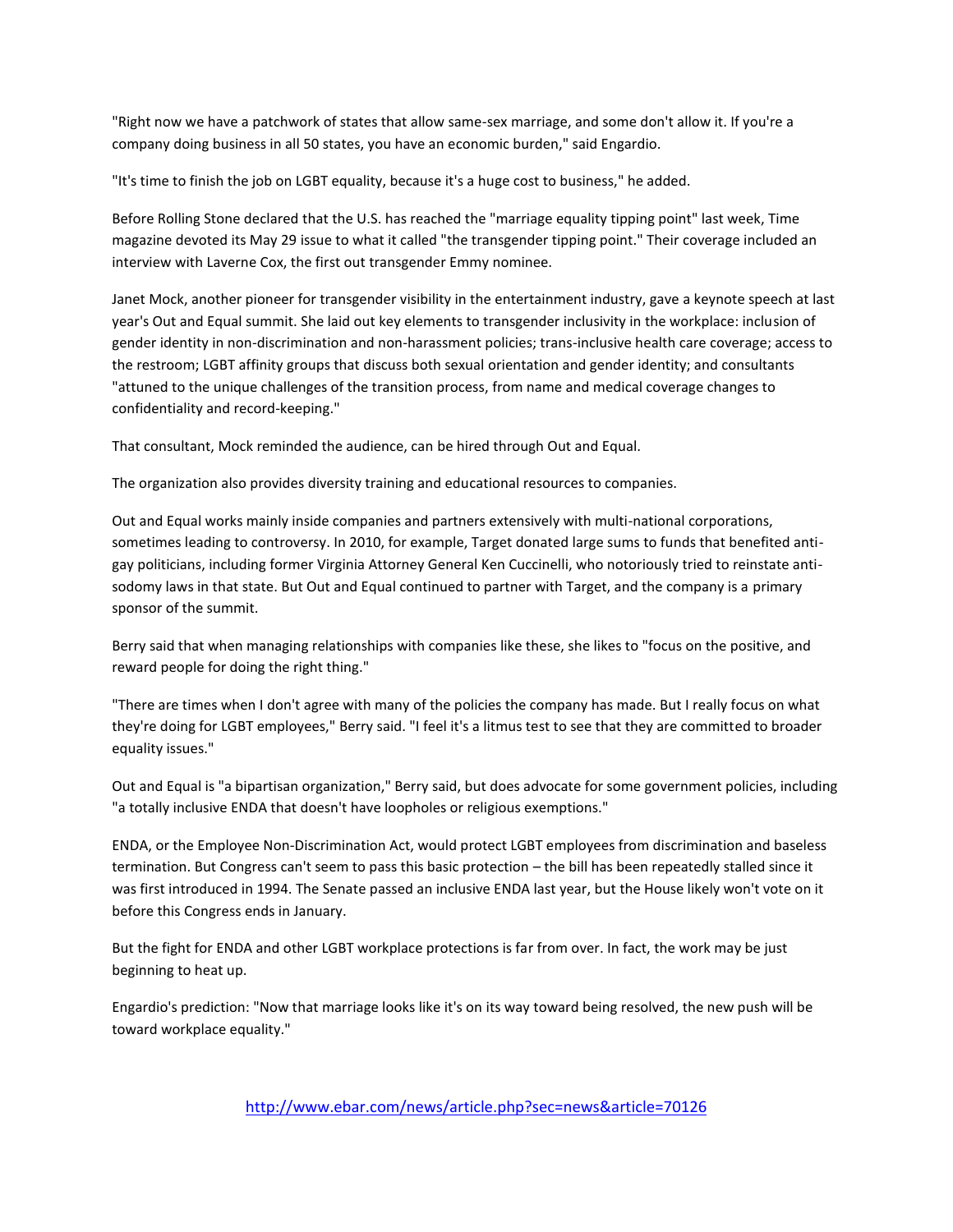"Right now we have a patchwork of states that allow same-sex marriage, and some don't allow it. If you're a company doing business in all 50 states, you have an economic burden," said Engardio.

"It's time to finish the job on LGBT equality, because it's a huge cost to business," he added.

Before Rolling Stone declared that the U.S. has reached the "marriage equality tipping point" last week, Time magazine devoted its May 29 issue to what it called "the transgender tipping point." Their coverage included an interview with Laverne Cox, the first out transgender Emmy nominee.

Janet Mock, another pioneer for transgender visibility in the entertainment industry, gave a keynote speech at last year's Out and Equal summit. She laid out key elements to transgender inclusivity in the workplace: inclusion of gender identity in non-discrimination and non-harassment policies; trans-inclusive health care coverage; access to the restroom; LGBT affinity groups that discuss both sexual orientation and gender identity; and consultants "attuned to the unique challenges of the transition process, from name and medical coverage changes to confidentiality and record-keeping."

That consultant, Mock reminded the audience, can be hired through Out and Equal.

The organization also provides diversity training and educational resources to companies.

Out and Equal works mainly inside companies and partners extensively with multi-national corporations, sometimes leading to controversy. In 2010, for example, Target donated large sums to funds that benefited anti-gay politicians, including former Virginia Attorney General Ken Cuccinelli, who notoriously tried to reinstate anti-sodomy laws in that state. But Out and Equal continued to partner with Target, and the company is a primary sponsor of the summit.

Berry said that when managing relationships with companies like these, she likes to "focus on the positive, and reward people for doing the right thing."

"There are times when I don't agree with many of the policies the company has made. But I really focus on what they're doing for LGBT employees," Berry said. "I feel it's a litmus test to see that they are committed to broader equality issues."

Out and Equal is "a bipartisan organization," Berry said, but does advocate for some government policies, including "a totally inclusive ENDA that doesn't have loopholes or religious exemptions."

ENDA, or the Employee Non-Discrimination Act, would protect LGBT employees from discrimination and baseless termination. But Congress can't seem to pass this basic protection – the bill has been repeatedly stalled since it was first introduced in 1994. The Senate passed an inclusive ENDA last year, but the House likely won't vote on it before this Congress ends in January.

But the fight for ENDA and other LGBT workplace protections is far from over. In fact, the work may be just beginning to heat up.

Engardio's prediction: "Now that marriage looks like it's on its way toward being resolved, the new push will be toward workplace equality."

http://www.ebar.com/news/article.php?sec=news&article=70126